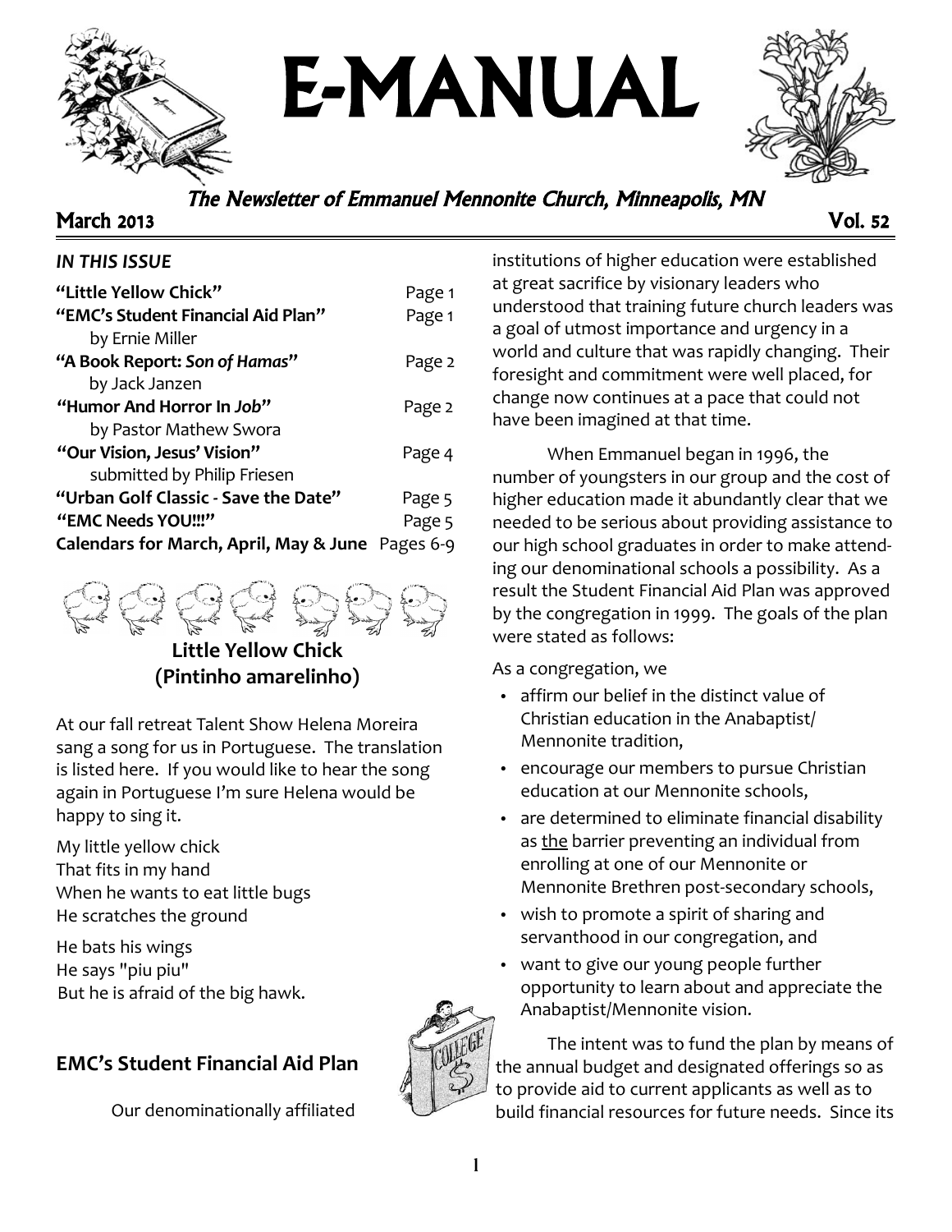# E-MANUAL

*The Newsletter of Emmanuel Mennonite Church, Minneapolis, MN*

March 2013 Vol. 52

***IN THIS ISSUE***

| | |
|---|---|
| **"Little Yellow Chick"** | Page 1 |
| **"EMC's Student Financial Aid Plan"** by Ernie Miller | Page 1 |
| **"A Book Report: *Son of Hamas*"** by Jack Janzen | Page 2 |
| **"Humor And Horror In *Job*"** by Pastor Mathew Swora | Page 2 |
| **"Our Vision, Jesus' Vision"** submitted by Philip Friesen | Page 4 |
| **"Urban Golf Classic - Save the Date"** | Page 5 |
| **"EMC Needs YOU!!!"** | Page 5 |
| **Calendars for March, April, May & June** | Pages 6-9 |

## Little Yellow Chick (Pintinho amarelinho)

At our fall retreat Talent Show Helena Moreira sang a song for us in Portuguese. The translation is listed here. If you would like to hear the song again in Portuguese I'm sure Helena would be happy to sing it.

My little yellow chick
That fits in my hand
When he wants to eat little bugs
He scratches the ground

He bats his wings
He says "piu piu"
But he is afraid of the big hawk.

## EMC's Student Financial Aid Plan

Our denominationally affiliated institutions of higher education were established at great sacrifice by visionary leaders who understood that training future church leaders was a goal of utmost importance and urgency in a world and culture that was rapidly changing. Their foresight and commitment were well placed, for change now continues at a pace that could not have been imagined at that time.

When Emmanuel began in 1996, the number of youngsters in our group and the cost of higher education made it abundantly clear that we needed to be serious about providing assistance to our high school graduates in order to make attending our denominational schools a possibility. As a result the Student Financial Aid Plan was approved by the congregation in 1999. The goals of the plan were stated as follows:

As a congregation, we

- affirm our belief in the distinct value of Christian education in the Anabaptist/ Mennonite tradition,
- encourage our members to pursue Christian education at our Mennonite schools,
- are determined to eliminate financial disability as the barrier preventing an individual from enrolling at one of our Mennonite or Mennonite Brethren post-secondary schools,
- wish to promote a spirit of sharing and servanthood in our congregation, and
- want to give our young people further opportunity to learn about and appreciate the Anabaptist/Mennonite vision.

The intent was to fund the plan by means of the annual budget and designated offerings so as to provide aid to current applicants as well as to build financial resources for future needs. Since its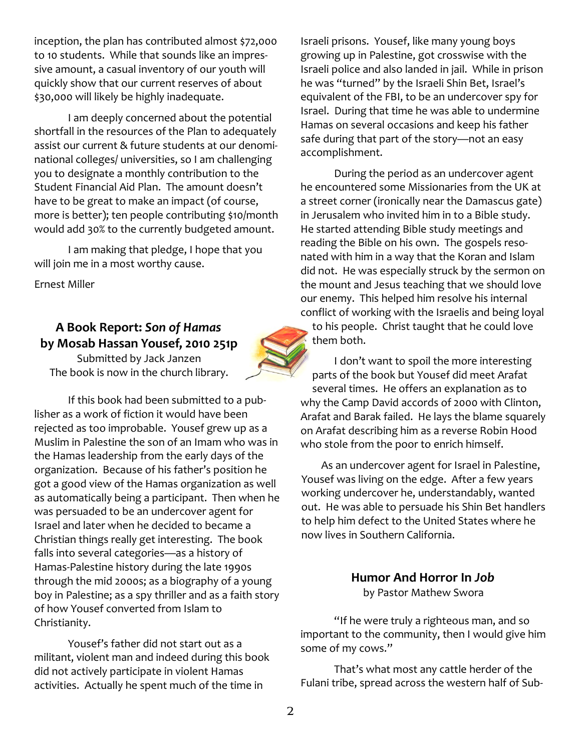inception, the plan has contributed almost $72,000 to 10 students. While that sounds like an impressive amount, a casual inventory of our youth will quickly show that our current reserves of about $30,000 will likely be highly inadequate.

I am deeply concerned about the potential shortfall in the resources of the Plan to adequately assist our current & future students at our denominational colleges/ universities, so I am challenging you to designate a monthly contribution to the Student Financial Aid Plan. The amount doesn't have to be great to make an impact (of course, more is better); ten people contributing $10/month would add 30% to the currently budgeted amount.

I am making that pledge, I hope that you will join me in a most worthy cause.

Ernest Miller

## A Book Report: *Son of Hamas* by Mosab Hassan Yousef, 2010 251p

Submitted by Jack Janzen
The book is now in the church library.

If this book had been submitted to a publisher as a work of fiction it would have been rejected as too improbable. Yousef grew up as a Muslim in Palestine the son of an Imam who was in the Hamas leadership from the early days of the organization. Because of his father's position he got a good view of the Hamas organization as well as automatically being a participant. Then when he was persuaded to be an undercover agent for Israel and later when he decided to became a Christian things really get interesting. The book falls into several categories—as a history of Hamas-Palestine history during the late 1990s through the mid 2000s; as a biography of a young boy in Palestine; as a spy thriller and as a faith story of how Yousef converted from Islam to Christianity.

Yousef's father did not start out as a militant, violent man and indeed during this book did not actively participate in violent Hamas activities. Actually he spent much of the time in Israeli prisons. Yousef, like many young boys growing up in Palestine, got crosswise with the Israeli police and also landed in jail. While in prison he was "turned" by the Israeli Shin Bet, Israel's equivalent of the FBI, to be an undercover spy for Israel. During that time he was able to undermine Hamas on several occasions and keep his father safe during that part of the story—not an easy accomplishment.

During the period as an undercover agent he encountered some Missionaries from the UK at a street corner (ironically near the Damascus gate) in Jerusalem who invited him in to a Bible study. He started attending Bible study meetings and reading the Bible on his own. The gospels resonated with him in a way that the Koran and Islam did not. He was especially struck by the sermon on the mount and Jesus teaching that we should love our enemy. This helped him resolve his internal conflict of working with the Israelis and being loyal to his people. Christ taught that he could love them both.

I don't want to spoil the more interesting parts of the book but Yousef did meet Arafat several times. He offers an explanation as to why the Camp David accords of 2000 with Clinton, Arafat and Barak failed. He lays the blame squarely on Arafat describing him as a reverse Robin Hood who stole from the poor to enrich himself.

As an undercover agent for Israel in Palestine, Yousef was living on the edge. After a few years working undercover he, understandably, wanted out. He was able to persuade his Shin Bet handlers to help him defect to the United States where he now lives in Southern California.

## Humor And Horror In *Job*

by Pastor Mathew Swora

"If he were truly a righteous man, and so important to the community, then I would give him some of my cows."

That's what most any cattle herder of the Fulani tribe, spread across the western half of Sub-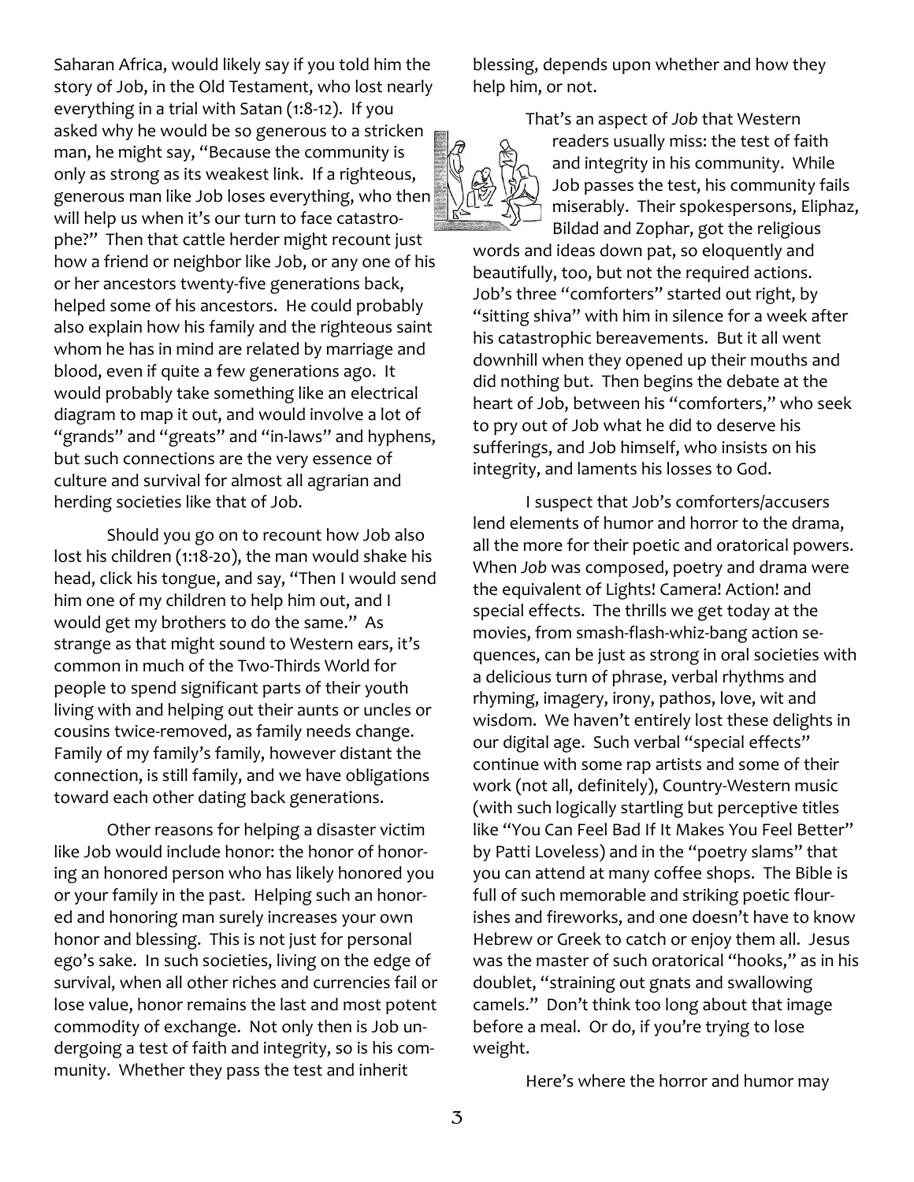Saharan Africa, would likely say if you told him the story of Job, in the Old Testament, who lost nearly everything in a trial with Satan (1:8-12). If you asked why he would be so generous to a stricken man, he might say, "Because the community is only as strong as its weakest link. If a righteous, generous man like Job loses everything, who then will help us when it's our turn to face catastrophe?" Then that cattle herder might recount just how a friend or neighbor like Job, or any one of his or her ancestors twenty-five generations back, helped some of his ancestors. He could probably also explain how his family and the righteous saint whom he has in mind are related by marriage and blood, even if quite a few generations ago. It would probably take something like an electrical diagram to map it out, and would involve a lot of "grands" and "greats" and "in-laws" and hyphens, but such connections are the very essence of culture and survival for almost all agrarian and herding societies like that of Job.

Should you go on to recount how Job also lost his children (1:18-20), the man would shake his head, click his tongue, and say, "Then I would send him one of my children to help him out, and I would get my brothers to do the same." As strange as that might sound to Western ears, it's common in much of the Two-Thirds World for people to spend significant parts of their youth living with and helping out their aunts or uncles or cousins twice-removed, as family needs change. Family of my family's family, however distant the connection, is still family, and we have obligations toward each other dating back generations.

Other reasons for helping a disaster victim like Job would include honor: the honor of honoring an honored person who has likely honored you or your family in the past. Helping such an honored and honoring man surely increases your own honor and blessing. This is not just for personal ego's sake. In such societies, living on the edge of survival, when all other riches and currencies fail or lose value, honor remains the last and most potent commodity of exchange. Not only then is Job undergoing a test of faith and integrity, so is his community. Whether they pass the test and inherit blessing, depends upon whether and how they help him, or not.

That's an aspect of *Job* that Western readers usually miss: the test of faith and integrity in his community. While Job passes the test, his community fails miserably. Their spokespersons, Eliphaz, Bildad and Zophar, got the religious words and ideas down pat, so eloquently and beautifully, too, but not the required actions. Job's three "comforters" started out right, by "sitting shiva" with him in silence for a week after his catastrophic bereavements. But it all went downhill when they opened up their mouths and did nothing but. Then begins the debate at the heart of Job, between his "comforters," who seek to pry out of Job what he did to deserve his sufferings, and Job himself, who insists on his integrity, and laments his losses to God.

I suspect that Job's comforters/accusers lend elements of humor and horror to the drama, all the more for their poetic and oratorical powers. When *Job* was composed, poetry and drama were the equivalent of Lights! Camera! Action! and special effects. The thrills we get today at the movies, from smash-flash-whiz-bang action sequences, can be just as strong in oral societies with a delicious turn of phrase, verbal rhythms and rhyming, imagery, irony, pathos, love, wit and wisdom. We haven't entirely lost these delights in our digital age. Such verbal "special effects" continue with some rap artists and some of their work (not all, definitely), Country-Western music (with such logically startling but perceptive titles like "You Can Feel Bad If It Makes You Feel Better" by Patti Loveless) and in the "poetry slams" that you can attend at many coffee shops. The Bible is full of such memorable and striking poetic flourishes and fireworks, and one doesn't have to know Hebrew or Greek to catch or enjoy them all. Jesus was the master of such oratorical "hooks," as in his doublet, "straining out gnats and swallowing camels." Don't think too long about that image before a meal. Or do, if you're trying to lose weight.

Here's where the horror and humor may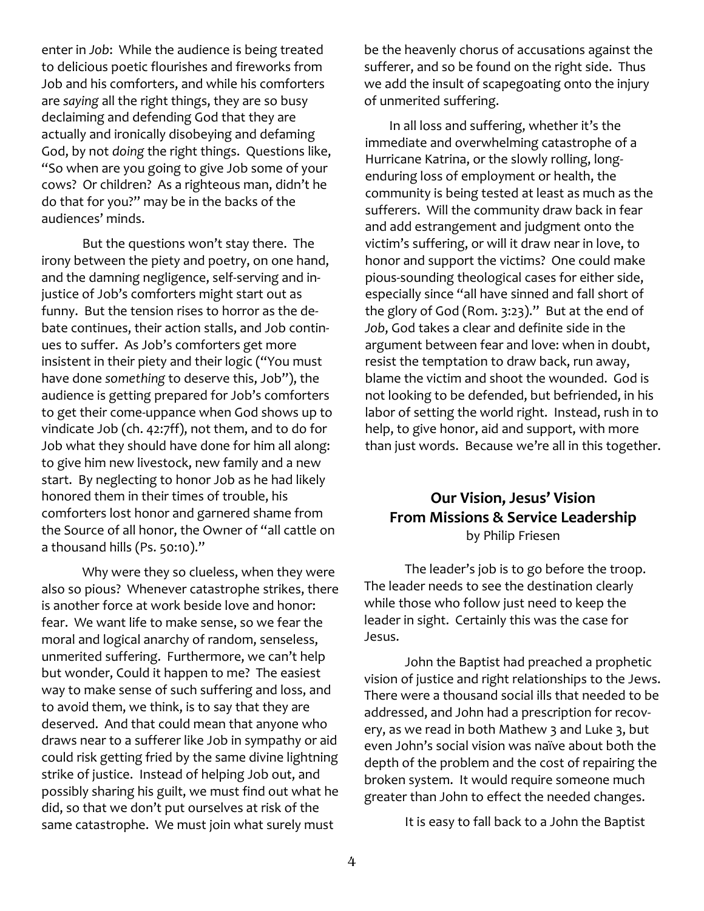enter in *Job*: While the audience is being treated to delicious poetic flourishes and fireworks from Job and his comforters, and while his comforters are *saying* all the right things, they are so busy declaiming and defending God that they are actually and ironically disobeying and defaming God, by not *doing* the right things. Questions like, "So when are you going to give Job some of your cows? Or children? As a righteous man, didn't he do that for you?" may be in the backs of the audiences' minds.

But the questions won't stay there. The irony between the piety and poetry, on one hand, and the damning negligence, self-serving and injustice of Job's comforters might start out as funny. But the tension rises to horror as the debate continues, their action stalls, and Job continues to suffer. As Job's comforters get more insistent in their piety and their logic ("You must have done *something* to deserve this, Job"), the audience is getting prepared for Job's comforters to get their come-uppance when God shows up to vindicate Job (ch. 42:7ff), not them, and to do for Job what they should have done for him all along: to give him new livestock, new family and a new start. By neglecting to honor Job as he had likely honored them in their times of trouble, his comforters lost honor and garnered shame from the Source of all honor, the Owner of "all cattle on a thousand hills (Ps. 50:10)."

Why were they so clueless, when they were also so pious? Whenever catastrophe strikes, there is another force at work beside love and honor: fear. We want life to make sense, so we fear the moral and logical anarchy of random, senseless, unmerited suffering. Furthermore, we can't help but wonder, Could it happen to me? The easiest way to make sense of such suffering and loss, and to avoid them, we think, is to say that they are deserved. And that could mean that anyone who draws near to a sufferer like Job in sympathy or aid could risk getting fried by the same divine lightning strike of justice. Instead of helping Job out, and possibly sharing his guilt, we must find out what he did, so that we don't put ourselves at risk of the same catastrophe. We must join what surely must be the heavenly chorus of accusations against the sufferer, and so be found on the right side. Thus we add the insult of scapegoating onto the injury of unmerited suffering.

In all loss and suffering, whether it's the immediate and overwhelming catastrophe of a Hurricane Katrina, or the slowly rolling, long-enduring loss of employment or health, the community is being tested at least as much as the sufferers. Will the community draw back in fear and add estrangement and judgment onto the victim's suffering, or will it draw near in love, to honor and support the victims? One could make pious-sounding theological cases for either side, especially since "all have sinned and fall short of the glory of God (Rom. 3:23)." But at the end of *Job*, God takes a clear and definite side in the argument between fear and love: when in doubt, resist the temptation to draw back, run away, blame the victim and shoot the wounded. God is not looking to be defended, but befriended, in his labor of setting the world right. Instead, rush in to help, to give honor, aid and support, with more than just words. Because we're all in this together.

## Our Vision, Jesus' Vision
## From Missions & Service Leadership

by Philip Friesen

The leader's job is to go before the troop. The leader needs to see the destination clearly while those who follow just need to keep the leader in sight. Certainly this was the case for Jesus.

John the Baptist had preached a prophetic vision of justice and right relationships to the Jews. There were a thousand social ills that needed to be addressed, and John had a prescription for recovery, as we read in both Mathew 3 and Luke 3, but even John's social vision was naïve about both the depth of the problem and the cost of repairing the broken system. It would require someone much greater than John to effect the needed changes.

It is easy to fall back to a John the Baptist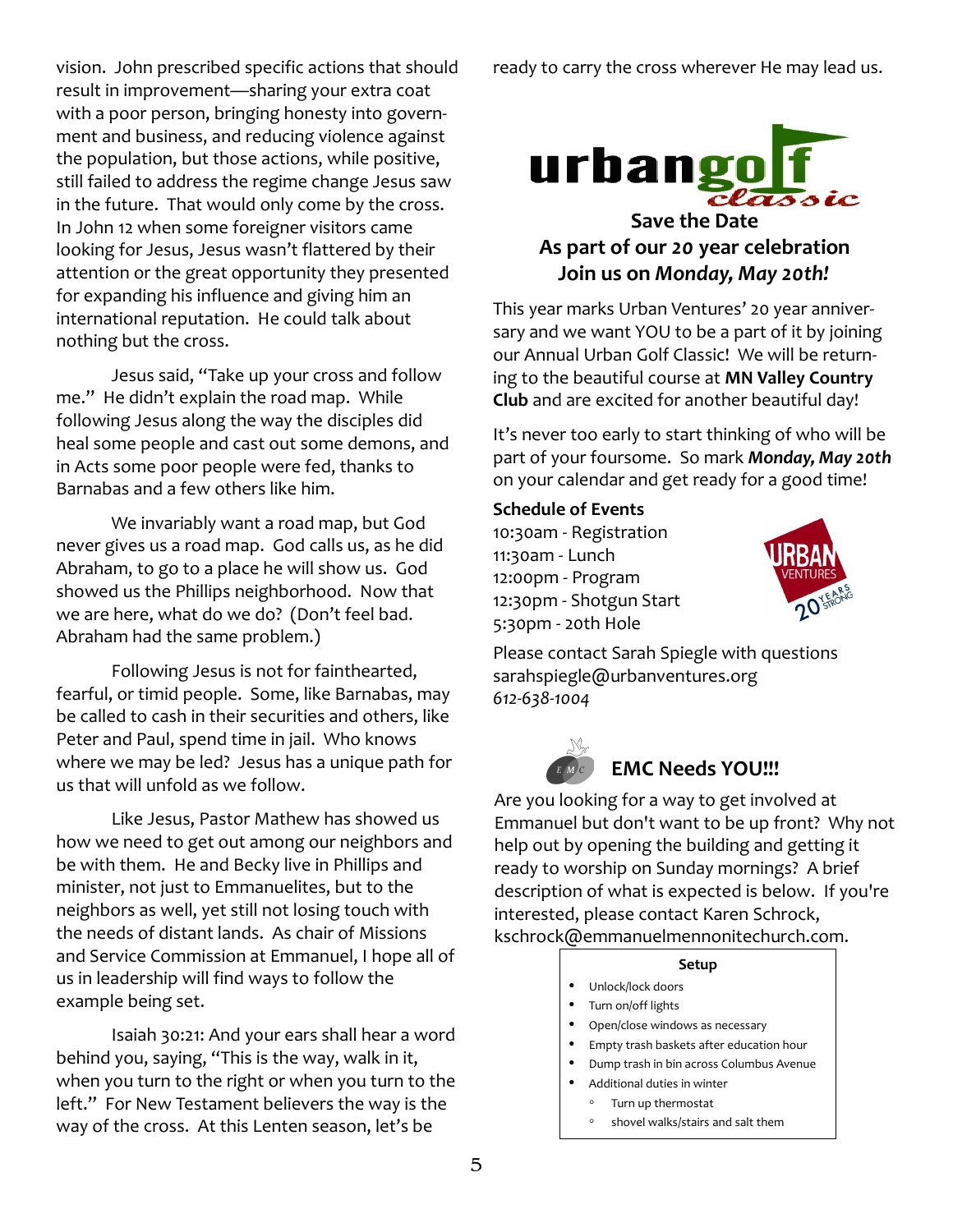vision. John prescribed specific actions that should result in improvement—sharing your extra coat with a poor person, bringing honesty into government and business, and reducing violence against the population, but those actions, while positive, still failed to address the regime change Jesus saw in the future. That would only come by the cross. In John 12 when some foreigner visitors came looking for Jesus, Jesus wasn't flattered by their attention or the great opportunity they presented for expanding his influence and giving him an international reputation. He could talk about nothing but the cross.

Jesus said, "Take up your cross and follow me." He didn't explain the road map. While following Jesus along the way the disciples did heal some people and cast out some demons, and in Acts some poor people were fed, thanks to Barnabas and a few others like him.

We invariably want a road map, but God never gives us a road map. God calls us, as he did Abraham, to go to a place he will show us. God showed us the Phillips neighborhood. Now that we are here, what do we do? (Don't feel bad. Abraham had the same problem.)

Following Jesus is not for fainthearted, fearful, or timid people. Some, like Barnabas, may be called to cash in their securities and others, like Peter and Paul, spend time in jail. Who knows where we may be led? Jesus has a unique path for us that will unfold as we follow.

Like Jesus, Pastor Mathew has showed us how we need to get out among our neighbors and be with them. He and Becky live in Phillips and minister, not just to Emmanuelites, but to the neighbors as well, yet still not losing touch with the needs of distant lands. As chair of Missions and Service Commission at Emmanuel, I hope all of us in leadership will find ways to follow the example being set.

Isaiah 30:21: And your ears shall hear a word behind you, saying, "This is the way, walk in it, when you turn to the right or when you turn to the left." For New Testament believers the way is the way of the cross. At this Lenten season, let's be ready to carry the cross wherever He may lead us.

## urbangolf classic

**Save the Date**
**As part of our 20 year celebration**
**Join us on *Monday, May 20th!***

This year marks Urban Ventures' 20 year anniversary and we want YOU to be a part of it by joining our Annual Urban Golf Classic! We will be returning to the beautiful course at **MN Valley Country Club** and are excited for another beautiful day!

It's never too early to start thinking of who will be part of your foursome. So mark ***Monday, May 20th*** on your calendar and get ready for a good time!

**Schedule of Events**
10:30am - Registration
11:30am - Lunch
12:00pm - Program
12:30pm - Shotgun Start
5:30pm - 20th Hole

URBAN VENTURES 20 YEARS STRONG

Please contact Sarah Spiegle with questions
sarahspiegle@urbanventures.org
*612-638-1004*

## EMC Needs YOU!!!

Are you looking for a way to get involved at Emmanuel but don't want to be up front? Why not help out by opening the building and getting it ready to worship on Sunday mornings? A brief description of what is expected is below. If you're interested, please contact Karen Schrock, kschrock@emmanuelmennonitechurch.com.

**Setup**

- Unlock/lock doors
- Turn on/off lights
- Open/close windows as necessary
- Empty trash baskets after education hour
- Dump trash in bin across Columbus Avenue
- Additional duties in winter
    - Turn up thermostat
    - shovel walks/stairs and salt them